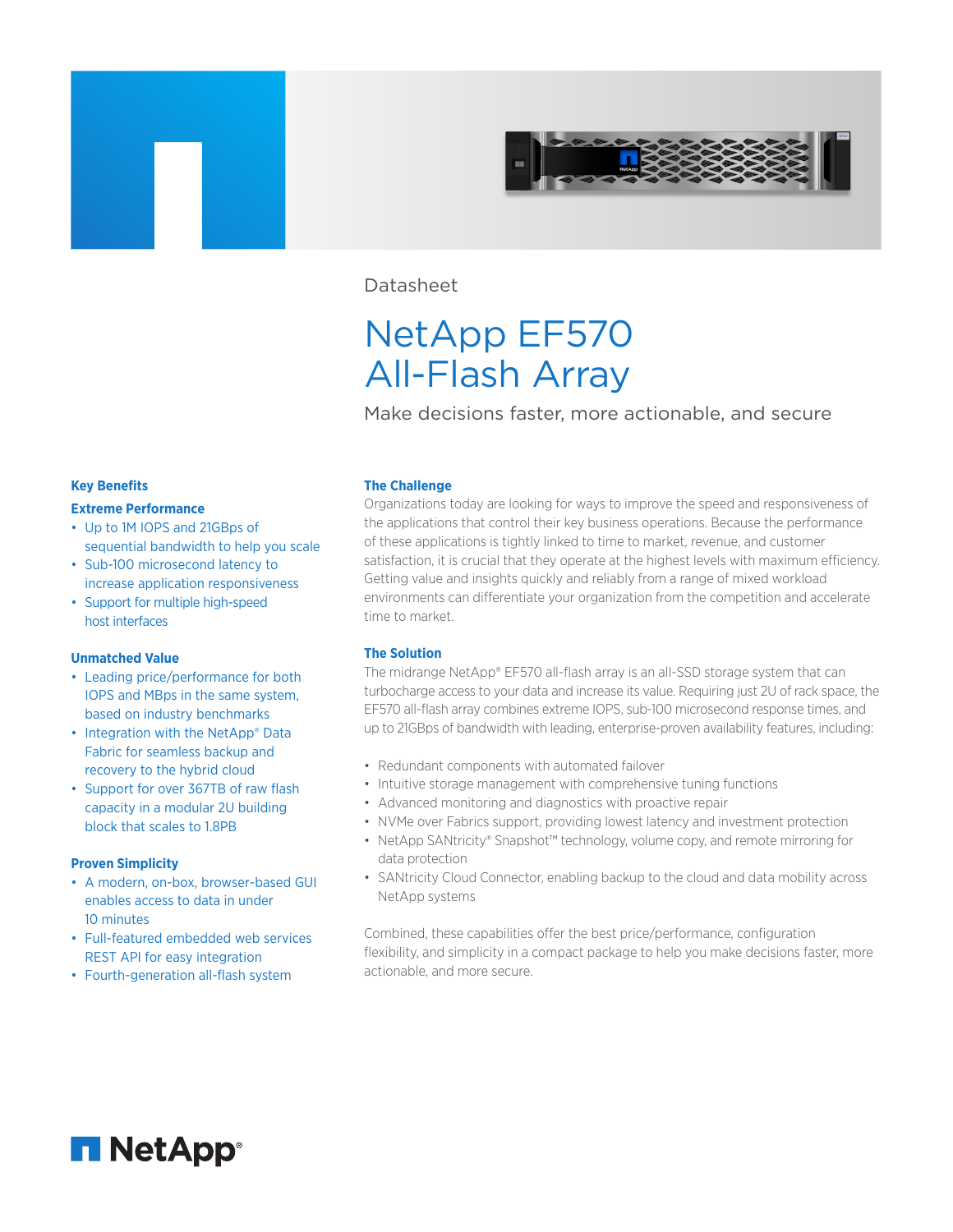Datasheet

# NetApp EF570 All-Flash Array

Make decisions faster, more actionable, and secure

## Key Benefits

### Extreme Performance

- Up to 1M IOPS and 21GBps of sequential bandwidth to help you scale
- Sub-100 microsecond latency to increase application responsiveness
- Support for multiple high-speed host interfaces

### Unmatched Value

- Leading price/performance for both IOPS and MBps in the same system, based on industry benchmarks
- Integration with the NetApp® Data Fabric for seamless backup and recovery to the hybrid cloud
- Support for over 367TB of raw flash capacity in a modular 2U building block that scales to 1.8PB

### Proven Simplicity

- A modern, on-box, browser-based GUI enables access to data in under 10 minutes
- Full-featured embedded web services REST API for easy integration
- Fourth-generation all-flash system

## The Challenge

Organizations today are looking for ways to improve the speed and responsiveness of the applications that control their key business operations. Because the performance of these applications is tightly linked to time to market, revenue, and customer satisfaction, it is crucial that they operate at the highest levels with maximum efficiency. Getting value and insights quickly and reliably from a range of mixed workload environments can differentiate your organization from the competition and accelerate time to market.

## The Solution

The midrange NetApp® EF570 all-flash array is an all-SSD storage system that can turbocharge access to your data and increase its value. Requiring just 2U of rack space, the EF570 all-flash array combines extreme IOPS, sub-100 microsecond response times, and up to 21GBps of bandwidth with leading, enterprise-proven availability features, including:

- Redundant components with automated failover
- Intuitive storage management with comprehensive tuning functions
- Advanced monitoring and diagnostics with proactive repair
- NVMe over Fabrics support, providing lowest latency and investment protection
- NetApp SANtricity® Snapshot™ technology, volume copy, and remote mirroring for data protection
- SANtricity Cloud Connector, enabling backup to the cloud and data mobility across NetApp systems

Combined, these capabilities offer the best price/performance, configuration flexibility, and simplicity in a compact package to help you make decisions faster, more actionable, and more secure.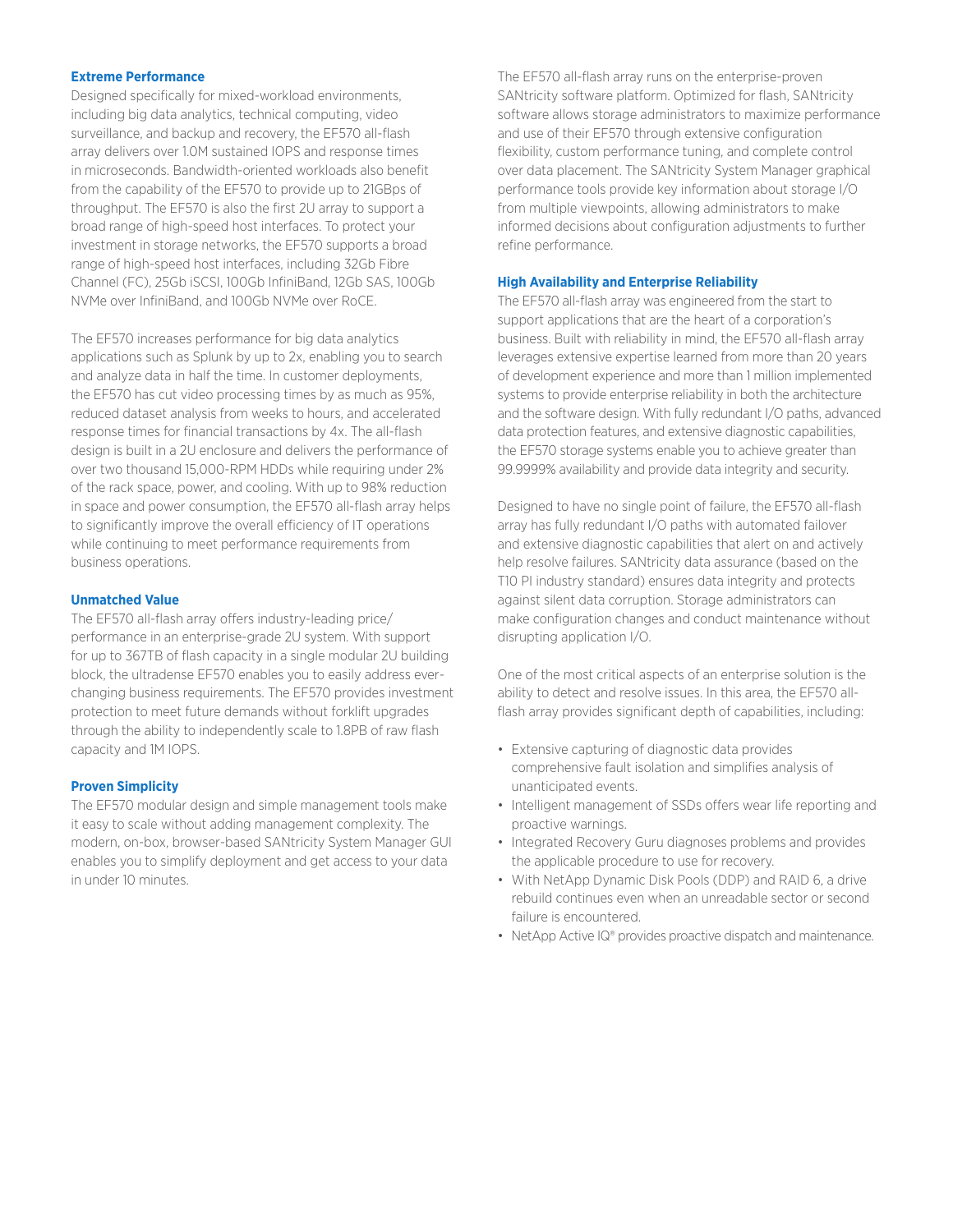### Extreme Performance

Designed specifically for mixed-workload environments, including big data analytics, technical computing, video surveillance, and backup and recovery, the EF570 all-flash array delivers over 1.0M sustained IOPS and response times in microseconds. Bandwidth-oriented workloads also benefit from the capability of the EF570 to provide up to 21GBps of throughput. The EF570 is also the first 2U array to support a broad range of high-speed host interfaces. To protect your investment in storage networks, the EF570 supports a broad range of high-speed host interfaces, including 32Gb Fibre Channel (FC), 25Gb iSCSI, 100Gb InfiniBand, 12Gb SAS, 100Gb NVMe over InfiniBand, and 100Gb NVMe over RoCE.

The EF570 increases performance for big data analytics applications such as Splunk by up to 2x, enabling you to search and analyze data in half the time. In customer deployments, the EF570 has cut video processing times by as much as 95%, reduced dataset analysis from weeks to hours, and accelerated response times for financial transactions by 4x. The all-flash design is built in a 2U enclosure and delivers the performance of over two thousand 15,000-RPM HDDs while requiring under 2% of the rack space, power, and cooling. With up to 98% reduction in space and power consumption, the EF570 all-flash array helps to significantly improve the overall efficiency of IT operations while continuing to meet performance requirements from business operations.

### Unmatched Value

The EF570 all-flash array offers industry-leading price/performance in an enterprise-grade 2U system. With support for up to 367TB of flash capacity in a single modular 2U building block, the ultradense EF570 enables you to easily address ever-changing business requirements. The EF570 provides investment protection to meet future demands without forklift upgrades through the ability to independently scale to 1.8PB of raw flash capacity and 1M IOPS.

### Proven Simplicity

The EF570 modular design and simple management tools make it easy to scale without adding management complexity. The modern, on-box, browser-based SANtricity System Manager GUI enables you to simplify deployment and get access to your data in under 10 minutes.

The EF570 all-flash array runs on the enterprise-proven SANtricity software platform. Optimized for flash, SANtricity software allows storage administrators to maximize performance and use of their EF570 through extensive configuration flexibility, custom performance tuning, and complete control over data placement. The SANtricity System Manager graphical performance tools provide key information about storage I/O from multiple viewpoints, allowing administrators to make informed decisions about configuration adjustments to further refine performance.

### High Availability and Enterprise Reliability

The EF570 all-flash array was engineered from the start to support applications that are the heart of a corporation's business. Built with reliability in mind, the EF570 all-flash array leverages extensive expertise learned from more than 20 years of development experience and more than 1 million implemented systems to provide enterprise reliability in both the architecture and the software design. With fully redundant I/O paths, advanced data protection features, and extensive diagnostic capabilities, the EF570 storage systems enable you to achieve greater than 99.9999% availability and provide data integrity and security.

Designed to have no single point of failure, the EF570 all-flash array has fully redundant I/O paths with automated failover and extensive diagnostic capabilities that alert on and actively help resolve failures. SANtricity data assurance (based on the T10 PI industry standard) ensures data integrity and protects against silent data corruption. Storage administrators can make configuration changes and conduct maintenance without disrupting application I/O.

One of the most critical aspects of an enterprise solution is the ability to detect and resolve issues. In this area, the EF570 all-flash array provides significant depth of capabilities, including:

- Extensive capturing of diagnostic data provides comprehensive fault isolation and simplifies analysis of unanticipated events.
- Intelligent management of SSDs offers wear life reporting and proactive warnings.
- Integrated Recovery Guru diagnoses problems and provides the applicable procedure to use for recovery.
- With NetApp Dynamic Disk Pools (DDP) and RAID 6, a drive rebuild continues even when an unreadable sector or second failure is encountered.
- NetApp Active IQ® provides proactive dispatch and maintenance.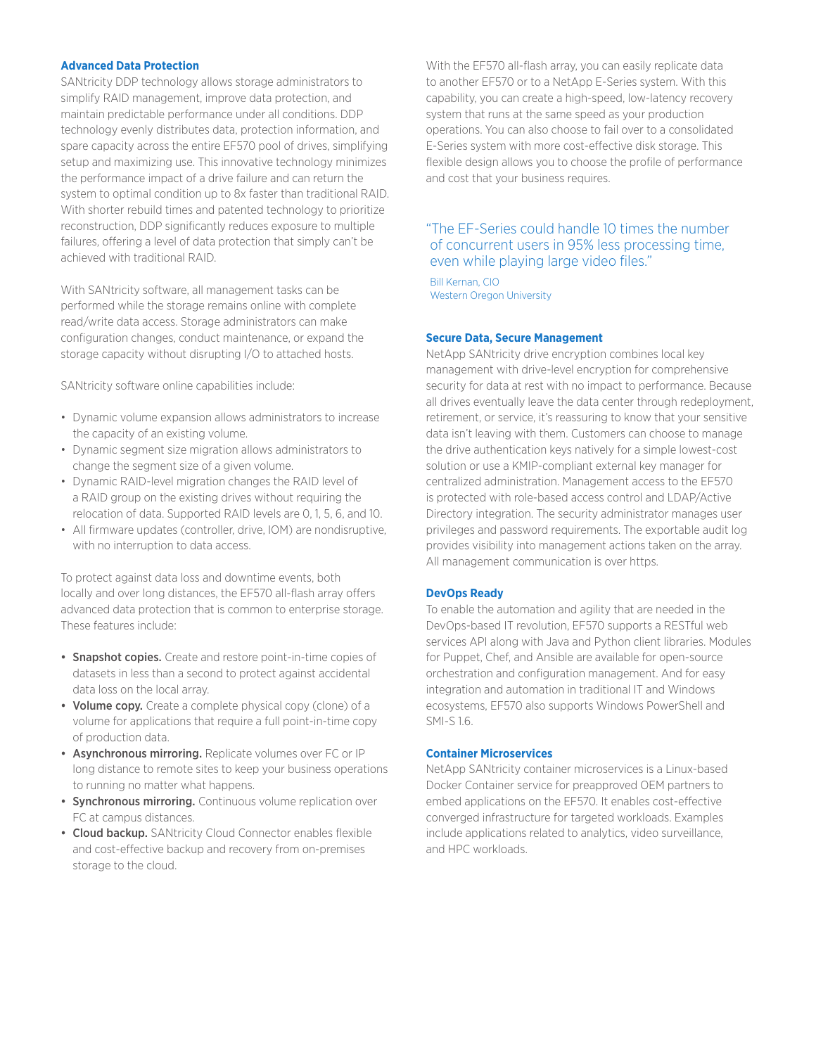### Advanced Data Protection

SANtricity DDP technology allows storage administrators to simplify RAID management, improve data protection, and maintain predictable performance under all conditions. DDP technology evenly distributes data, protection information, and spare capacity across the entire EF570 pool of drives, simplifying setup and maximizing use. This innovative technology minimizes the performance impact of a drive failure and can return the system to optimal condition up to 8x faster than traditional RAID. With shorter rebuild times and patented technology to prioritize reconstruction, DDP significantly reduces exposure to multiple failures, offering a level of data protection that simply can't be achieved with traditional RAID.

With SANtricity software, all management tasks can be performed while the storage remains online with complete read/write data access. Storage administrators can make configuration changes, conduct maintenance, or expand the storage capacity without disrupting I/O to attached hosts.

SANtricity software online capabilities include:

- Dynamic volume expansion allows administrators to increase the capacity of an existing volume.
- Dynamic segment size migration allows administrators to change the segment size of a given volume.
- Dynamic RAID-level migration changes the RAID level of a RAID group on the existing drives without requiring the relocation of data. Supported RAID levels are 0, 1, 5, 6, and 10.
- All firmware updates (controller, drive, IOM) are nondisruptive, with no interruption to data access.

To protect against data loss and downtime events, both locally and over long distances, the EF570 all-flash array offers advanced data protection that is common to enterprise storage. These features include:

- **Snapshot copies.** Create and restore point-in-time copies of datasets in less than a second to protect against accidental data loss on the local array.
- **Volume copy.** Create a complete physical copy (clone) of a volume for applications that require a full point-in-time copy of production data.
- **Asynchronous mirroring.** Replicate volumes over FC or IP long distance to remote sites to keep your business operations to running no matter what happens.
- **Synchronous mirroring.** Continuous volume replication over FC at campus distances.
- **Cloud backup.** SANtricity Cloud Connector enables flexible and cost-effective backup and recovery from on-premises storage to the cloud.

With the EF570 all-flash array, you can easily replicate data to another EF570 or to a NetApp E-Series system. With this capability, you can create a high-speed, low-latency recovery system that runs at the same speed as your production operations. You can also choose to fail over to a consolidated E-Series system with more cost-effective disk storage. This flexible design allows you to choose the profile of performance and cost that your business requires.

> "The EF-Series could handle 10 times the number of concurrent users in 95% less processing time, even while playing large video files."
>
> Bill Kernan, CIO
> Western Oregon University

### Secure Data, Secure Management

NetApp SANtricity drive encryption combines local key management with drive-level encryption for comprehensive security for data at rest with no impact to performance. Because all drives eventually leave the data center through redeployment, retirement, or service, it's reassuring to know that your sensitive data isn't leaving with them. Customers can choose to manage the drive authentication keys natively for a simple lowest-cost solution or use a KMIP-compliant external key manager for centralized administration. Management access to the EF570 is protected with role-based access control and LDAP/Active Directory integration. The security administrator manages user privileges and password requirements. The exportable audit log provides visibility into management actions taken on the array. All management communication is over https.

### DevOps Ready

To enable the automation and agility that are needed in the DevOps-based IT revolution, EF570 supports a RESTful web services API along with Java and Python client libraries. Modules for Puppet, Chef, and Ansible are available for open-source orchestration and configuration management. And for easy integration and automation in traditional IT and Windows ecosystems, EF570 also supports Windows PowerShell and SMI-S 1.6.

### Container Microservices

NetApp SANtricity container microservices is a Linux-based Docker Container service for preapproved OEM partners to embed applications on the EF570. It enables cost-effective converged infrastructure for targeted workloads. Examples include applications related to analytics, video surveillance, and HPC workloads.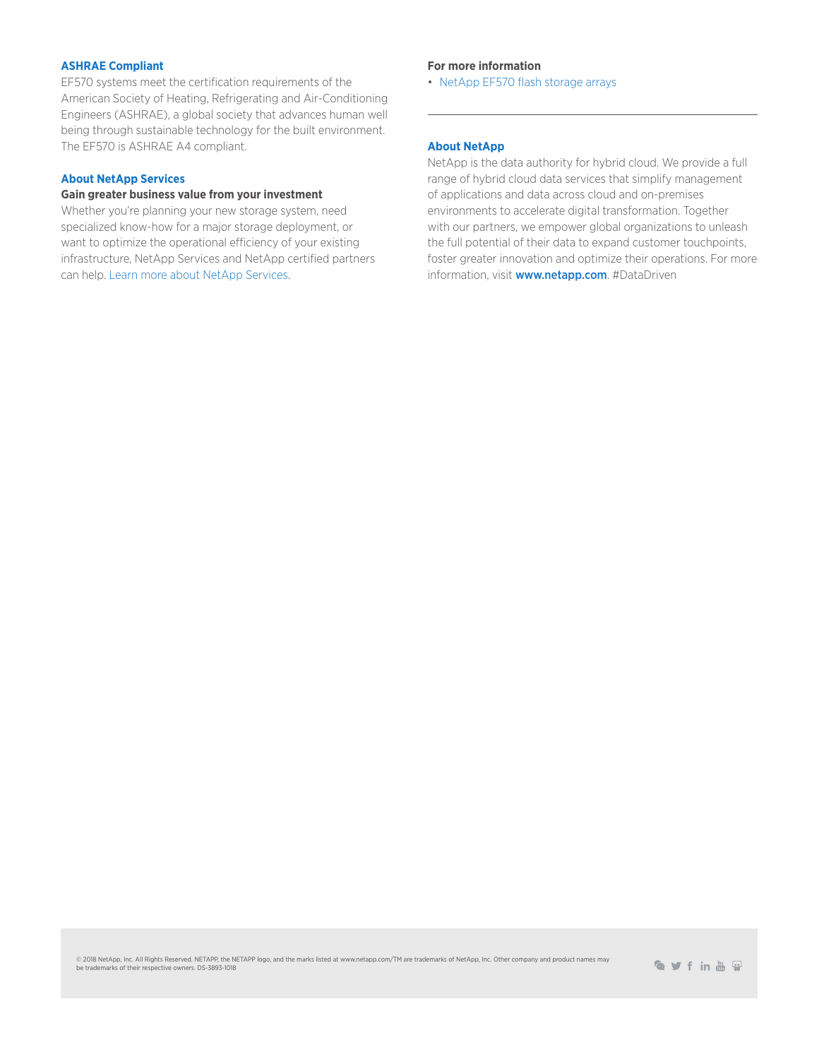## ASHRAE Compliant

EF570 systems meet the certification requirements of the American Society of Heating, Refrigerating and Air-Conditioning Engineers (ASHRAE), a global society that advances human well being through sustainable technology for the built environment. The EF570 is ASHRAE A4 compliant.

## About NetApp Services

**Gain greater business value from your investment**

Whether you're planning your new storage system, need specialized know-how for a major storage deployment, or want to optimize the operational efficiency of your existing infrastructure, NetApp Services and NetApp certified partners can help. Learn more about NetApp Services.

**For more information**

- NetApp EF570 flash storage arrays

## About NetApp

NetApp is the data authority for hybrid cloud. We provide a full range of hybrid cloud data services that simplify management of applications and data across cloud and on-premises environments to accelerate digital transformation. Together with our partners, we empower global organizations to unleash the full potential of their data to expand customer touchpoints, foster greater innovation and optimize their operations. For more information, visit **www.netapp.com**. #DataDriven

© 2018 NetApp, Inc. All Rights Reserved. NETAPP, the NETAPP logo, and the marks listed at www.netapp.com/TM are trademarks of NetApp, Inc. Other company and product names may be trademarks of their respective owners. DS-3893-1018